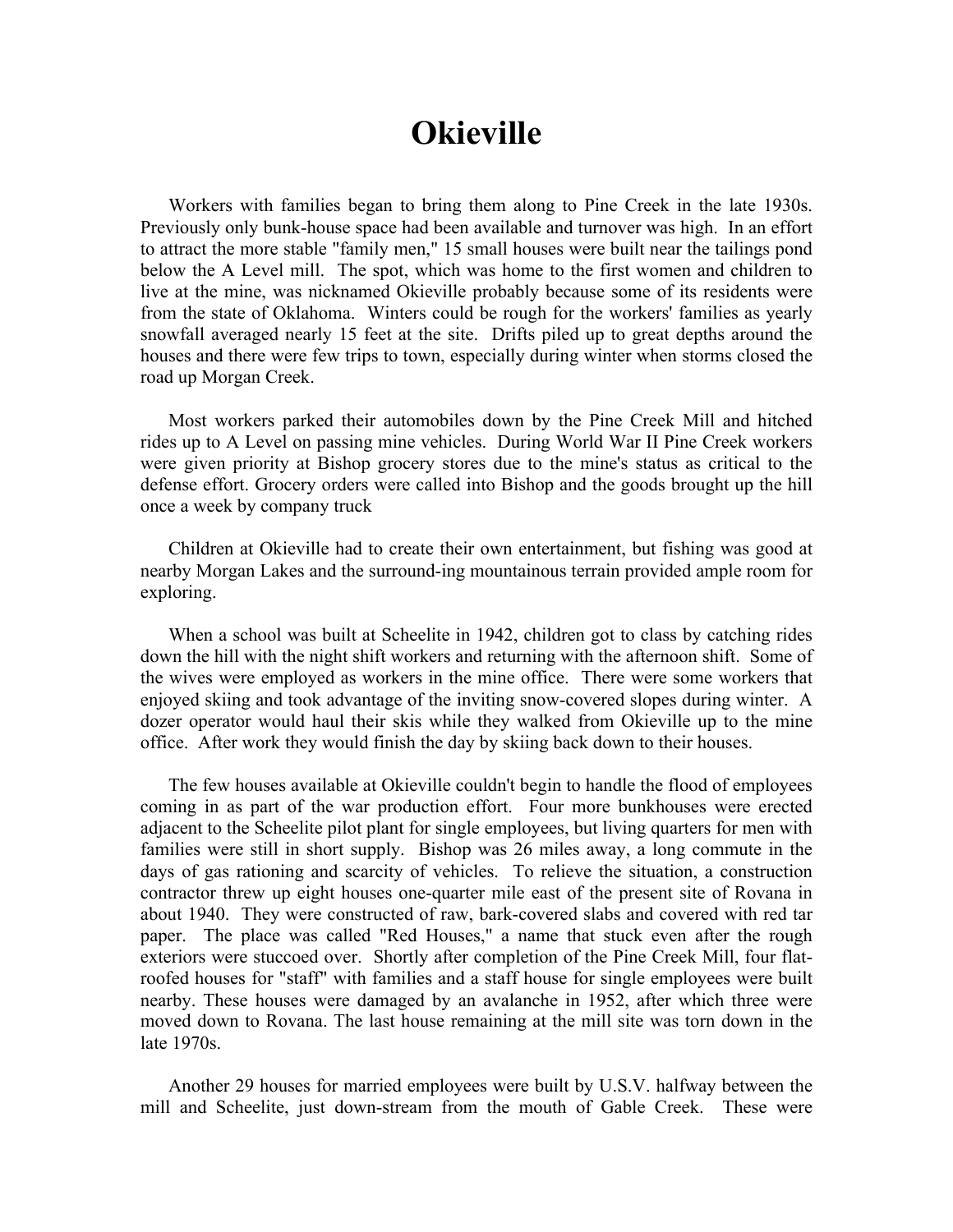# Okieville

Workers with families began to bring them along to Pine Creek in the late 1930s. Previously only bunk-house space had been available and turnover was high. In an effort to attract the more stable "family men," 15 small houses were built near the tailings pond below the A Level mill. The spot, which was home to the first women and children to live at the mine, was nicknamed Okieville probably because some of its residents were from the state of Oklahoma. Winters could be rough for the workers' families as yearly snowfall averaged nearly 15 feet at the site. Drifts piled up to great depths around the houses and there were few trips to town, especially during winter when storms closed the road up Morgan Creek.

Most workers parked their automobiles down by the Pine Creek Mill and hitched rides up to A Level on passing mine vehicles. During World War II Pine Creek workers were given priority at Bishop grocery stores due to the mine's status as critical to the defense effort. Grocery orders were called into Bishop and the goods brought up the hill once a week by company truck

Children at Okieville had to create their own entertainment, but fishing was good at nearby Morgan Lakes and the surround-ing mountainous terrain provided ample room for exploring.

When a school was built at Scheelite in 1942, children got to class by catching rides down the hill with the night shift workers and returning with the afternoon shift. Some of the wives were employed as workers in the mine office. There were some workers that enjoyed skiing and took advantage of the inviting snow-covered slopes during winter. A dozer operator would haul their skis while they walked from Okieville up to the mine office. After work they would finish the day by skiing back down to their houses.

The few houses available at Okieville couldn't begin to handle the flood of employees coming in as part of the war production effort. Four more bunkhouses were erected adjacent to the Scheelite pilot plant for single employees, but living quarters for men with families were still in short supply. Bishop was 26 miles away, a long commute in the days of gas rationing and scarcity of vehicles. To relieve the situation, a construction contractor threw up eight houses one-quarter mile east of the present site of Rovana in about 1940. They were constructed of raw, bark-covered slabs and covered with red tar paper. The place was called "Red Houses," a name that stuck even after the rough exteriors were stuccoed over. Shortly after completion of the Pine Creek Mill, four flat-roofed houses for "staff" with families and a staff house for single employees were built nearby. These houses were damaged by an avalanche in 1952, after which three were moved down to Rovana. The last house remaining at the mill site was torn down in the late 1970s.

Another 29 houses for married employees were built by U.S.V. halfway between the mill and Scheelite, just down-stream from the mouth of Gable Creek. These were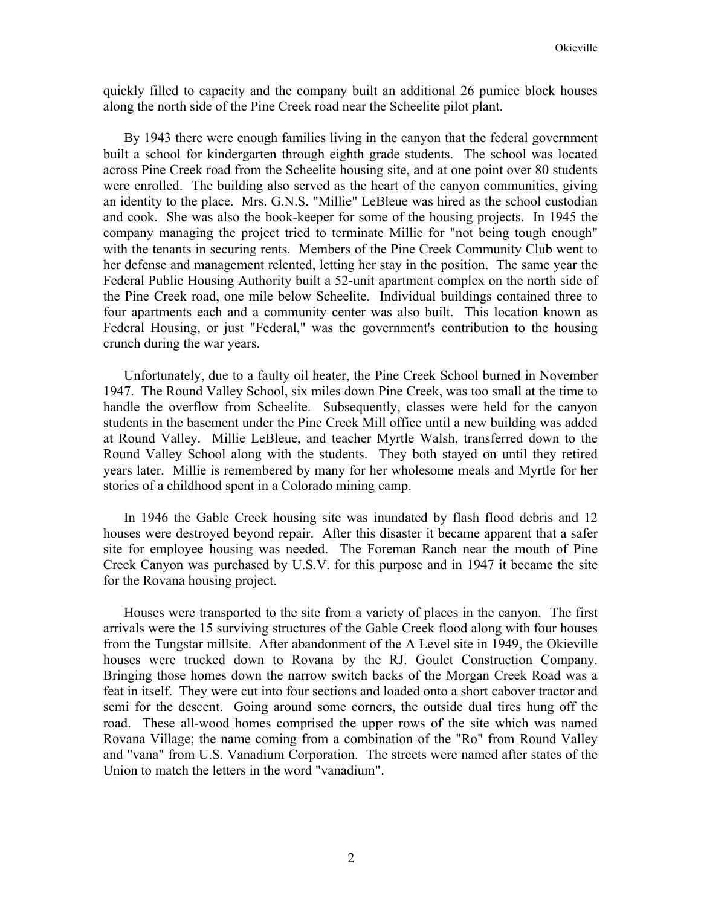quickly filled to capacity and the company built an additional 26 pumice block houses along the north side of the Pine Creek road near the Scheelite pilot plant.

By 1943 there were enough families living in the canyon that the federal government built a school for kindergarten through eighth grade students. The school was located across Pine Creek road from the Scheelite housing site, and at one point over 80 students were enrolled. The building also served as the heart of the canyon communities, giving an identity to the place. Mrs. G.N.S. "Millie" LeBleue was hired as the school custodian and cook. She was also the book-keeper for some of the housing projects. In 1945 the company managing the project tried to terminate Millie for "not being tough enough" with the tenants in securing rents. Members of the Pine Creek Community Club went to her defense and management relented, letting her stay in the position. The same year the Federal Public Housing Authority built a 52-unit apartment complex on the north side of the Pine Creek road, one mile below Scheelite. Individual buildings contained three to four apartments each and a community center was also built. This location known as Federal Housing, or just "Federal," was the government's contribution to the housing crunch during the war years.

Unfortunately, due to a faulty oil heater, the Pine Creek School burned in November 1947. The Round Valley School, six miles down Pine Creek, was too small at the time to handle the overflow from Scheelite. Subsequently, classes were held for the canyon students in the basement under the Pine Creek Mill office until a new building was added at Round Valley. Millie LeBleue, and teacher Myrtle Walsh, transferred down to the Round Valley School along with the students. They both stayed on until they retired years later. Millie is remembered by many for her wholesome meals and Myrtle for her stories of a childhood spent in a Colorado mining camp.

In 1946 the Gable Creek housing site was inundated by flash flood debris and 12 houses were destroyed beyond repair. After this disaster it became apparent that a safer site for employee housing was needed. The Foreman Ranch near the mouth of Pine Creek Canyon was purchased by U.S.V. for this purpose and in 1947 it became the site for the Rovana housing project.

Houses were transported to the site from a variety of places in the canyon. The first arrivals were the 15 surviving structures of the Gable Creek flood along with four houses from the Tungstar millsite. After abandonment of the A Level site in 1949, the Okieville houses were trucked down to Rovana by the RJ. Goulet Construction Company. Bringing those homes down the narrow switch backs of the Morgan Creek Road was a feat in itself. They were cut into four sections and loaded onto a short cabover tractor and semi for the descent. Going around some corners, the outside dual tires hung off the road. These all-wood homes comprised the upper rows of the site which was named Rovana Village; the name coming from a combination of the "Ro" from Round Valley and "vana" from U.S. Vanadium Corporation. The streets were named after states of the Union to match the letters in the word "vanadium".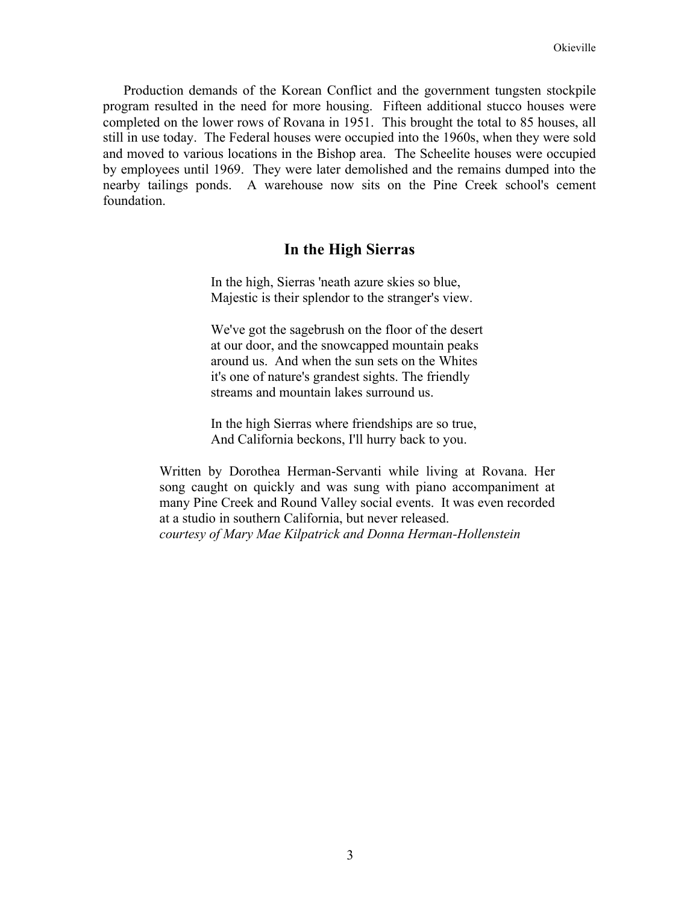Production demands of the Korean Conflict and the government tungsten stockpile program resulted in the need for more housing. Fifteen additional stucco houses were completed on the lower rows of Rovana in 1951. This brought the total to 85 houses, all still in use today. The Federal houses were occupied into the 1960s, when they were sold and moved to various locations in the Bishop area. The Scheelite houses were occupied by employees until 1969. They were later demolished and the remains dumped into the nearby tailings ponds. A warehouse now sits on the Pine Creek school's cement foundation.

## In the High Sierras

In the high, Sierras 'neath azure skies so blue,
Majestic is their splendor to the stranger's view.

We've got the sagebrush on the floor of the desert
at our door, and the snowcapped mountain peaks
around us. And when the sun sets on the Whites
it's one of nature's grandest sights. The friendly
streams and mountain lakes surround us.

In the high Sierras where friendships are so true,
And California beckons, I'll hurry back to you.

Written by Dorothea Herman-Servanti while living at Rovana. Her song caught on quickly and was sung with piano accompaniment at many Pine Creek and Round Valley social events. It was even recorded at a studio in southern California, but never released.
*courtesy of Mary Mae Kilpatrick and Donna Herman-Hollenstein*